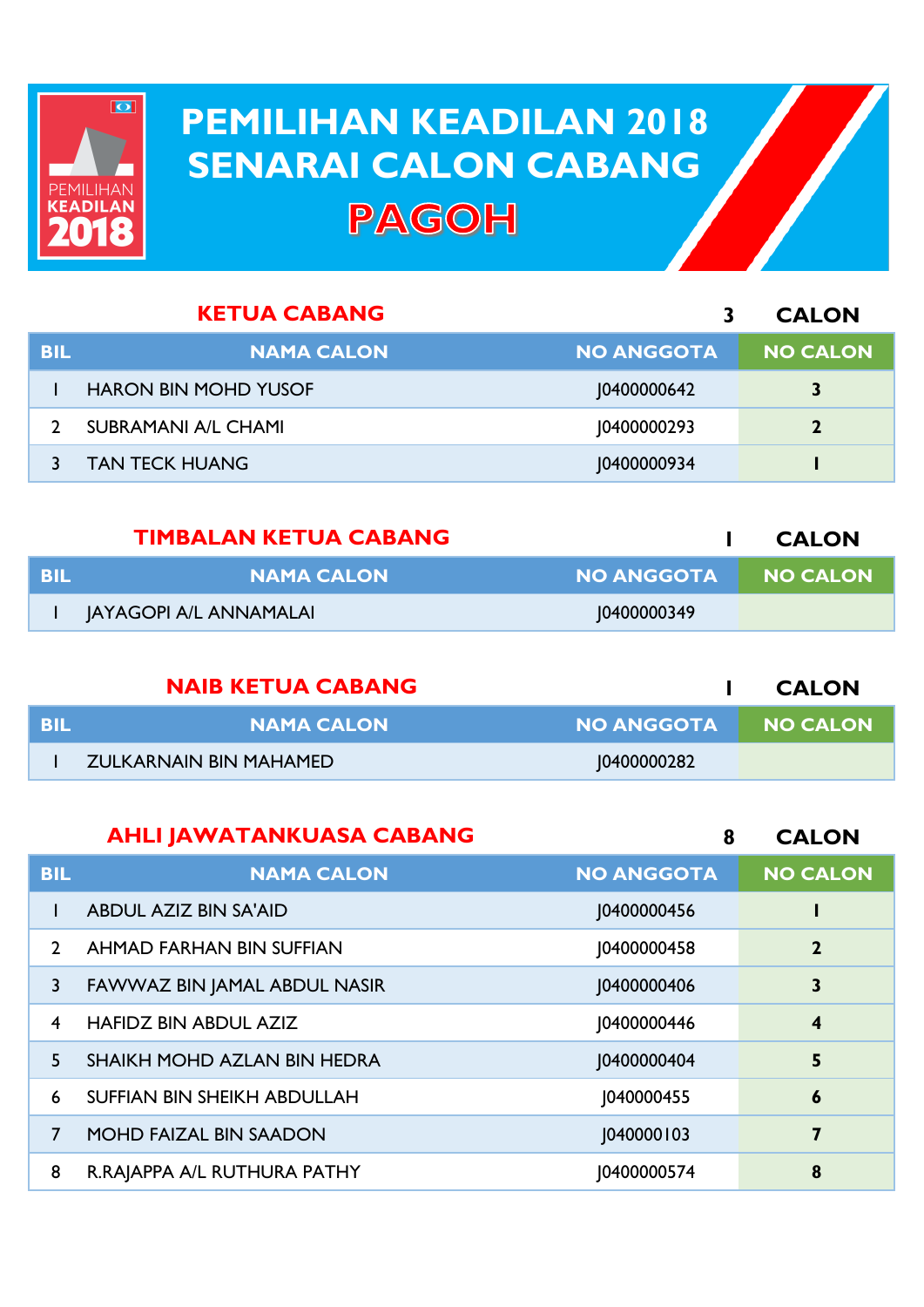# PEMILIHAN KEADILAN 2018
# SENARAI CALON CABANG
# PAGOH

## KETUA CABANG — 3 CALON

| BIL | NAMA CALON | NO ANGGOTA | NO CALON |
|---|---|---|---|
| 1 | HARON BIN MOHD YUSOF | J0400000642 | 3 |
| 2 | SUBRAMANI A/L CHAMI | J0400000293 | 2 |
| 3 | TAN TECK HUANG | J0400000934 | 1 |

## TIMBALAN KETUA CABANG — 1 CALON

| BIL | NAMA CALON | NO ANGGOTA | NO CALON |
|---|---|---|---|
| 1 | JAYAGOPI A/L ANNAMALAI | J0400000349 | |

## NAIB KETUA CABANG — 1 CALON

| BIL | NAMA CALON | NO ANGGOTA | NO CALON |
|---|---|---|---|
| 1 | ZULKARNAIN BIN MAHAMED | J0400000282 | |

## AHLI JAWATANKUASA CABANG — 8 CALON

| BIL | NAMA CALON | NO ANGGOTA | NO CALON |
|---|---|---|---|
| 1 | ABDUL AZIZ BIN SA'AID | J0400000456 | 1 |
| 2 | AHMAD FARHAN BIN SUFFIAN | J0400000458 | 2 |
| 3 | FAWWAZ BIN JAMAL ABDUL NASIR | J0400000406 | 3 |
| 4 | HAFIDZ BIN ABDUL AZIZ | J0400000446 | 4 |
| 5 | SHAIKH MOHD AZLAN BIN HEDRA | J0400000404 | 5 |
| 6 | SUFFIAN BIN SHEIKH ABDULLAH | J040000455 | 6 |
| 7 | MOHD FAIZAL BIN SAADON | J040000103 | 7 |
| 8 | R.RAJAPPA A/L RUTHURA PATHY | J0400000574 | 8 |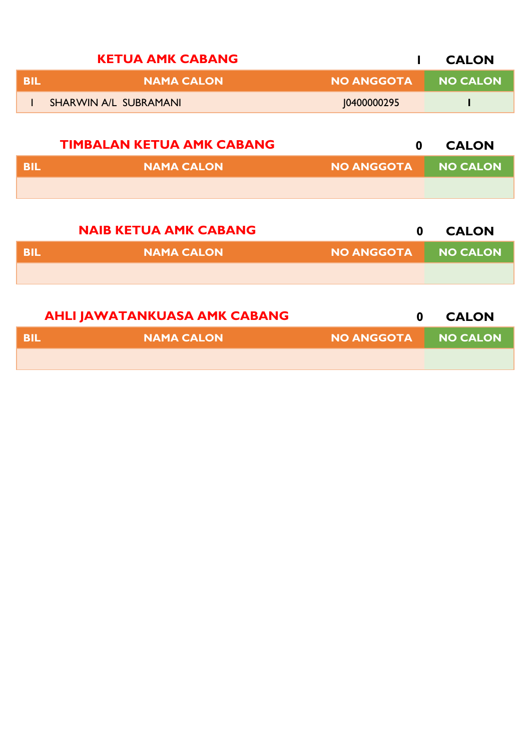## KETUA AMK CABANG

1 CALON

| BIL | NAMA CALON | NO ANGGOTA | NO CALON |
|---|---|---|---|
| 1 | SHARWIN A/L SUBRAMANI | J0400000295 | 1 |

## TIMBALAN KETUA AMK CABANG

0 CALON

| BIL | NAMA CALON | NO ANGGOTA | NO CALON |
|---|---|---|---|
| | | | |

## NAIB KETUA AMK CABANG

0 CALON

| BIL | NAMA CALON | NO ANGGOTA | NO CALON |
|---|---|---|---|
| | | | |

## AHLI JAWATANKUASA AMK CABANG

0 CALON

| BIL | NAMA CALON | NO ANGGOTA | NO CALON |
|---|---|---|---|
| | | | |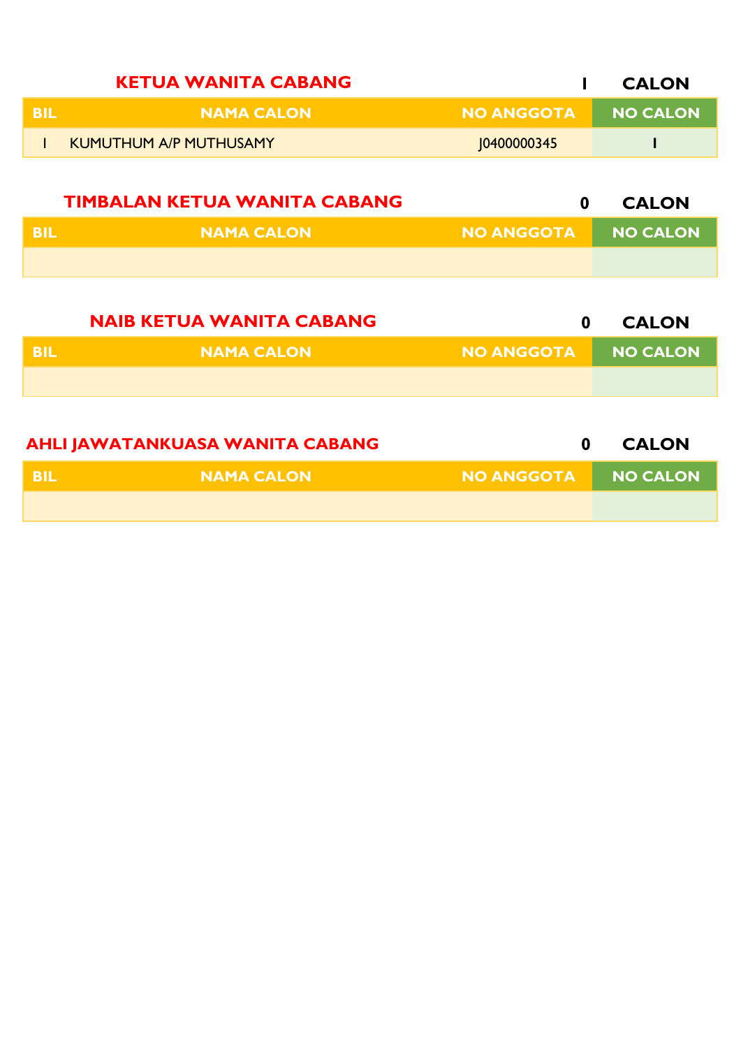## KETUA WANITA CABANG

**1 CALON**

| BIL | NAMA CALON | NO ANGGOTA | NO CALON |
|---|---|---|---|
| 1 | KUMUTHUM A/P MUTHUSAMY | J0400000345 | 1 |

## TIMBALAN KETUA WANITA CABANG

**0 CALON**

| BIL | NAMA CALON | NO ANGGOTA | NO CALON |
|---|---|---|---|
| | | | |

## NAIB KETUA WANITA CABANG

**0 CALON**

| BIL | NAMA CALON | NO ANGGOTA | NO CALON |
|---|---|---|---|
| | | | |

## AHLI JAWATANKUASA WANITA CABANG

**0 CALON**

| BIL | NAMA CALON | NO ANGGOTA | NO CALON |
|---|---|---|---|
| | | | |